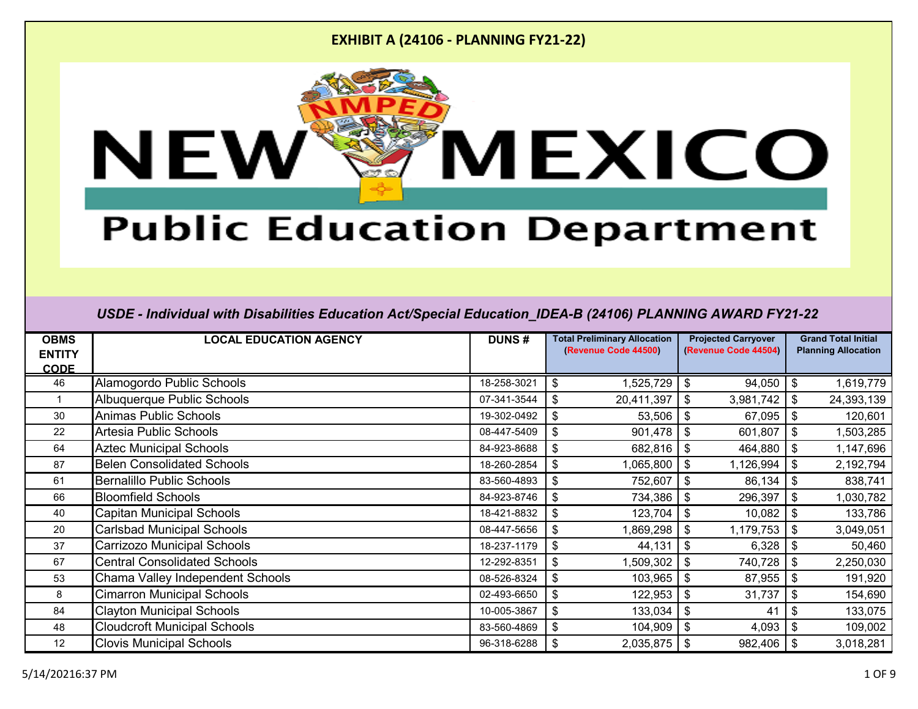# EXHIBIT A (24106 - PLANNING FY21-22)

New Mexico Public Education Department

## *USDE - Individual with Disabilities Education Act/Special Education_IDEA-B (24106) PLANNING AWARD FY21-22*

| OBMS ENTITY CODE | LOCAL EDUCATION AGENCY | DUNS # | Total Preliminary Allocation (Revenue Code 44500) | Projected Carryover (Revenue Code 44504) | Grand Total Initial Planning Allocation |
|---|---|---|---|---|---|
| 46 | Alamogordo Public Schools | 18-258-3021 | $ 1,525,729 | $ 94,050 | $ 1,619,779 |
| 1 | Albuquerque Public Schools | 07-341-3544 | $ 20,411,397 | $ 3,981,742 | $ 24,393,139 |
| 30 | Animas Public Schools | 19-302-0492 | $ 53,506 | $ 67,095 | $ 120,601 |
| 22 | Artesia Public Schools | 08-447-5409 | $ 901,478 | $ 601,807 | $ 1,503,285 |
| 64 | Aztec Municipal Schools | 84-923-8688 | $ 682,816 | $ 464,880 | $ 1,147,696 |
| 87 | Belen Consolidated Schools | 18-260-2854 | $ 1,065,800 | $ 1,126,994 | $ 2,192,794 |
| 61 | Bernalillo Public Schools | 83-560-4893 | $ 752,607 | $ 86,134 | $ 838,741 |
| 66 | Bloomfield Schools | 84-923-8746 | $ 734,386 | $ 296,397 | $ 1,030,782 |
| 40 | Capitan Municipal Schools | 18-421-8832 | $ 123,704 | $ 10,082 | $ 133,786 |
| 20 | Carlsbad Municipal Schools | 08-447-5656 | $ 1,869,298 | $ 1,179,753 | $ 3,049,051 |
| 37 | Carrizozo Municipal Schools | 18-237-1179 | $ 44,131 | $ 6,328 | $ 50,460 |
| 67 | Central Consolidated Schools | 12-292-8351 | $ 1,509,302 | $ 740,728 | $ 2,250,030 |
| 53 | Chama Valley Independent Schools | 08-526-8324 | $ 103,965 | $ 87,955 | $ 191,920 |
| 8 | Cimarron Municipal Schools | 02-493-6650 | $ 122,953 | $ 31,737 | $ 154,690 |
| 84 | Clayton Municipal Schools | 10-005-3867 | $ 133,034 | $ 41 | $ 133,075 |
| 48 | Cloudcroft Municipal Schools | 83-560-4869 | $ 104,909 | $ 4,093 | $ 109,002 |
| 12 | Clovis Municipal Schools | 96-318-6288 | $ 2,035,875 | $ 982,406 | $ 3,018,281 |

5/14/20216:37 PM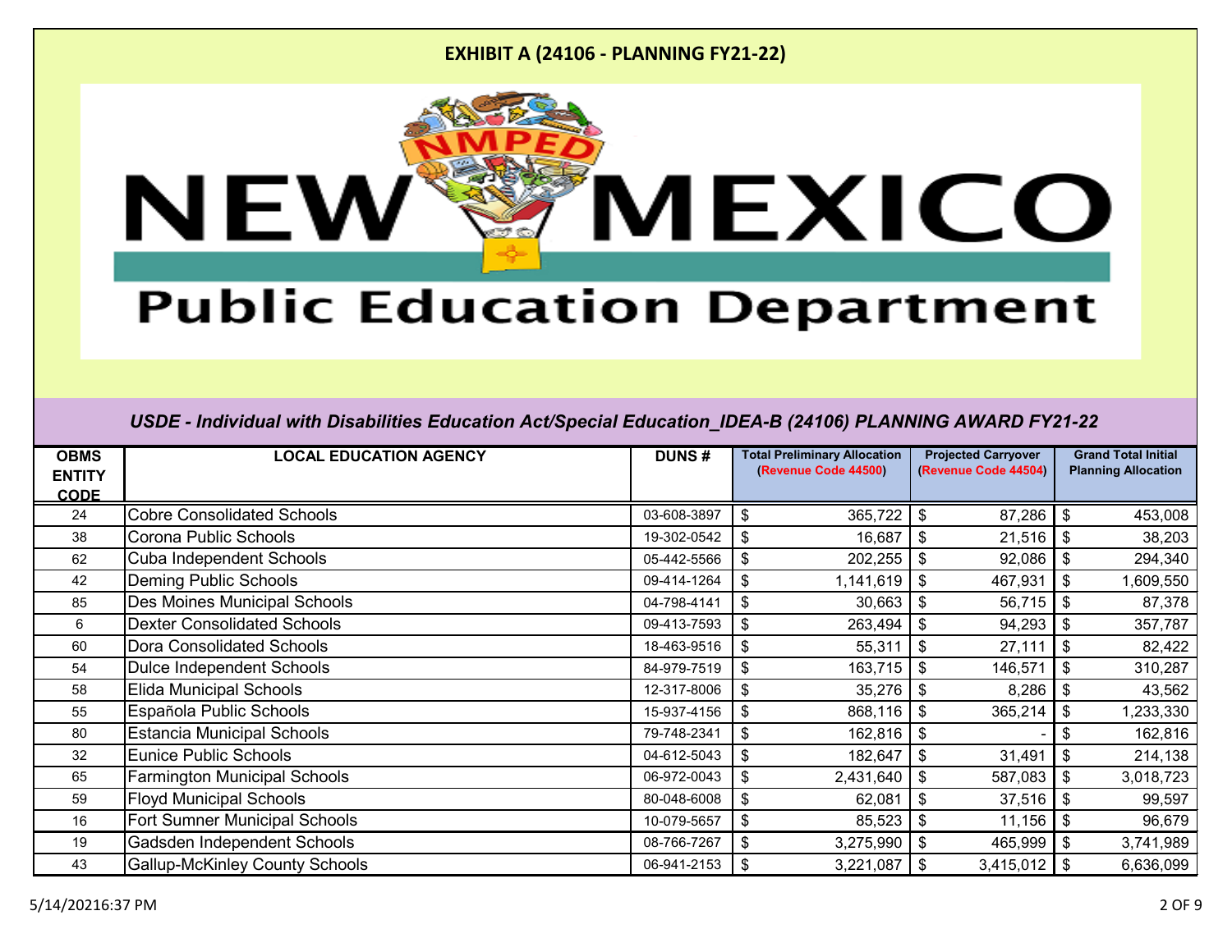**EXHIBIT A (24106 - PLANNING FY21-22)**

NEW MEXICO Public Education Department

*USDE - Individual with Disabilities Education Act/Special Education_IDEA-B (24106) PLANNING AWARD FY21-22*

| OBMS ENTITY CODE | LOCAL EDUCATION AGENCY | DUNS # | Total Preliminary Allocation (Revenue Code 44500) | Projected Carryover (Revenue Code 44504) | Grand Total Initial Planning Allocation |
|---|---|---|---|---|---|
| 24 | Cobre Consolidated Schools | 03-608-3897 | $ 365,722 | $ 87,286 | $ 453,008 |
| 38 | Corona Public Schools | 19-302-0542 | $ 16,687 | $ 21,516 | $ 38,203 |
| 62 | Cuba Independent Schools | 05-442-5566 | $ 202,255 | $ 92,086 | $ 294,340 |
| 42 | Deming Public Schools | 09-414-1264 | $ 1,141,619 | $ 467,931 | $ 1,609,550 |
| 85 | Des Moines Municipal Schools | 04-798-4141 | $ 30,663 | $ 56,715 | $ 87,378 |
| 6 | Dexter Consolidated Schools | 09-413-7593 | $ 263,494 | $ 94,293 | $ 357,787 |
| 60 | Dora Consolidated Schools | 18-463-9516 | $ 55,311 | $ 27,111 | $ 82,422 |
| 54 | Dulce Independent Schools | 84-979-7519 | $ 163,715 | $ 146,571 | $ 310,287 |
| 58 | Elida Municipal Schools | 12-317-8006 | $ 35,276 | $ 8,286 | $ 43,562 |
| 55 | Española Public Schools | 15-937-4156 | $ 868,116 | $ 365,214 | $ 1,233,330 |
| 80 | Estancia Municipal Schools | 79-748-2341 | $ 162,816 | $ - | $ 162,816 |
| 32 | Eunice Public Schools | 04-612-5043 | $ 182,647 | $ 31,491 | $ 214,138 |
| 65 | Farmington Municipal Schools | 06-972-0043 | $ 2,431,640 | $ 587,083 | $ 3,018,723 |
| 59 | Floyd Municipal Schools | 80-048-6008 | $ 62,081 | $ 37,516 | $ 99,597 |
| 16 | Fort Sumner Municipal Schools | 10-079-5657 | $ 85,523 | $ 11,156 | $ 96,679 |
| 19 | Gadsden Independent Schools | 08-766-7267 | $ 3,275,990 | $ 465,999 | $ 3,741,989 |
| 43 | Gallup-McKinley County Schools | 06-941-2153 | $ 3,221,087 | $ 3,415,012 | $ 6,636,099 |

5/14/20216:37 PM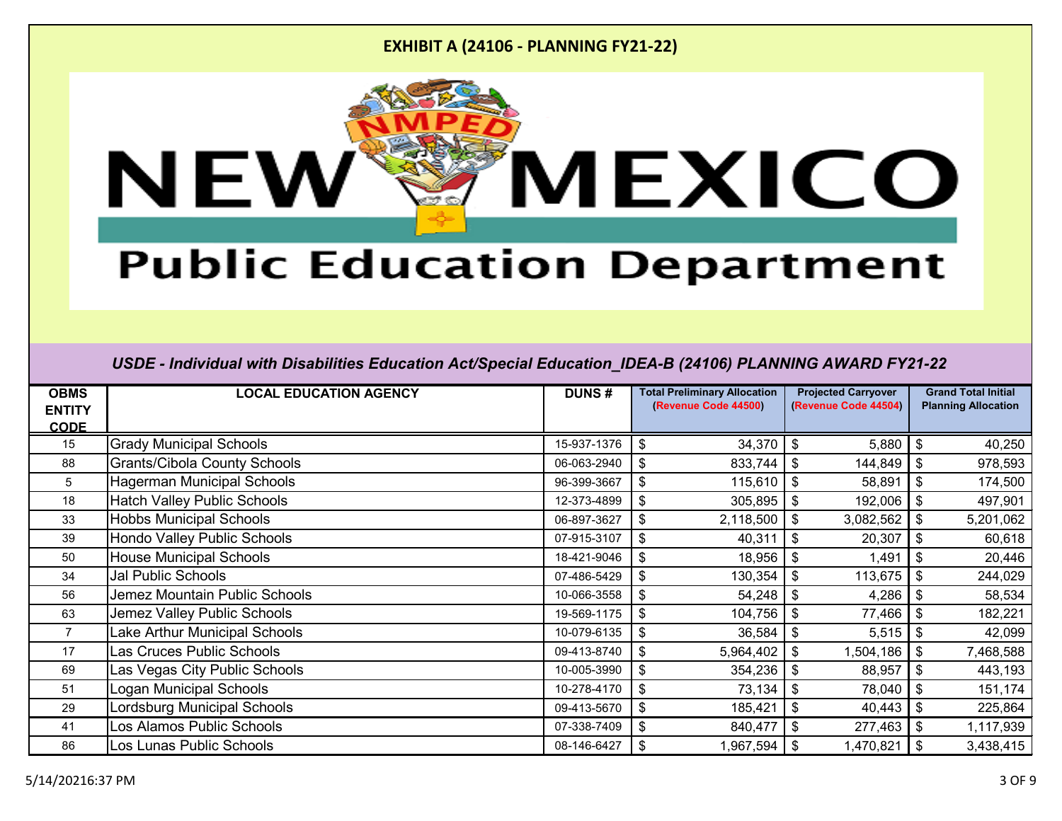**EXHIBIT A (24106 - PLANNING FY21-22)**

NEW MEXICO Public Education Department

*USDE - Individual with Disabilities Education Act/Special Education_IDEA-B (24106) PLANNING AWARD FY21-22*

| OBMS ENTITY CODE | LOCAL EDUCATION AGENCY | DUNS # | Total Preliminary Allocation (Revenue Code 44500) | Projected Carryover (Revenue Code 44504) | Grand Total Initial Planning Allocation |
|---|---|---|---|---|---|
| 15 | Grady Municipal Schools | 15-937-1376 | $ 34,370 | $ 5,880 | $ 40,250 |
| 88 | Grants/Cibola County Schools | 06-063-2940 | $ 833,744 | $ 144,849 | $ 978,593 |
| 5 | Hagerman Municipal Schools | 96-399-3667 | $ 115,610 | $ 58,891 | $ 174,500 |
| 18 | Hatch Valley Public Schools | 12-373-4899 | $ 305,895 | $ 192,006 | $ 497,901 |
| 33 | Hobbs Municipal Schools | 06-897-3627 | $ 2,118,500 | $ 3,082,562 | $ 5,201,062 |
| 39 | Hondo Valley Public Schools | 07-915-3107 | $ 40,311 | $ 20,307 | $ 60,618 |
| 50 | House Municipal Schools | 18-421-9046 | $ 18,956 | $ 1,491 | $ 20,446 |
| 34 | Jal Public Schools | 07-486-5429 | $ 130,354 | $ 113,675 | $ 244,029 |
| 56 | Jemez Mountain Public Schools | 10-066-3558 | $ 54,248 | $ 4,286 | $ 58,534 |
| 63 | Jemez Valley Public Schools | 19-569-1175 | $ 104,756 | $ 77,466 | $ 182,221 |
| 7 | Lake Arthur Municipal Schools | 10-079-6135 | $ 36,584 | $ 5,515 | $ 42,099 |
| 17 | Las Cruces Public Schools | 09-413-8740 | $ 5,964,402 | $ 1,504,186 | $ 7,468,588 |
| 69 | Las Vegas City Public Schools | 10-005-3990 | $ 354,236 | $ 88,957 | $ 443,193 |
| 51 | Logan Municipal Schools | 10-278-4170 | $ 73,134 | $ 78,040 | $ 151,174 |
| 29 | Lordsburg Municipal Schools | 09-413-5670 | $ 185,421 | $ 40,443 | $ 225,864 |
| 41 | Los Alamos Public Schools | 07-338-7409 | $ 840,477 | $ 277,463 | $ 1,117,939 |
| 86 | Los Lunas Public Schools | 08-146-6427 | $ 1,967,594 | $ 1,470,821 | $ 3,438,415 |

5/14/20216:37 PM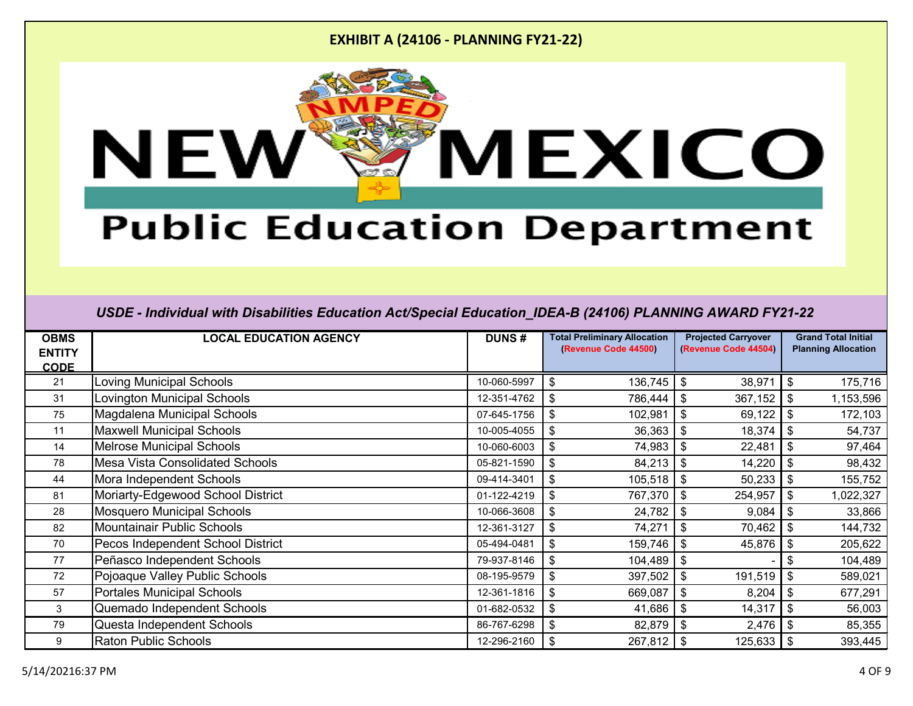# EXHIBIT A (24106 - PLANNING FY21-22)

NEW MEXICO
Public Education Department

*USDE - Individual with Disabilities Education Act/Special Education_IDEA-B (24106) PLANNING AWARD FY21-22*

| OBMS ENTITY CODE | LOCAL EDUCATION AGENCY | DUNS # | Total Preliminary Allocation (Revenue Code 44500) | Projected Carryover (Revenue Code 44504) | Grand Total Initial Planning Allocation |
|---|---|---|---|---|---|
| 21 | Loving Municipal Schools | 10-060-5997 | $ 136,745 | $ 38,971 | $ 175,716 |
| 31 | Lovington Municipal Schools | 12-351-4762 | $ 786,444 | $ 367,152 | $ 1,153,596 |
| 75 | Magdalena Municipal Schools | 07-645-1756 | $ 102,981 | $ 69,122 | $ 172,103 |
| 11 | Maxwell Municipal Schools | 10-005-4055 | $ 36,363 | $ 18,374 | $ 54,737 |
| 14 | Melrose Municipal Schools | 10-060-6003 | $ 74,983 | $ 22,481 | $ 97,464 |
| 78 | Mesa Vista Consolidated Schools | 05-821-1590 | $ 84,213 | $ 14,220 | $ 98,432 |
| 44 | Mora Independent Schools | 09-414-3401 | $ 105,518 | $ 50,233 | $ 155,752 |
| 81 | Moriarty-Edgewood School District | 01-122-4219 | $ 767,370 | $ 254,957 | $ 1,022,327 |
| 28 | Mosquero Municipal Schools | 10-066-3608 | $ 24,782 | $ 9,084 | $ 33,866 |
| 82 | Mountainair Public Schools | 12-361-3127 | $ 74,271 | $ 70,462 | $ 144,732 |
| 70 | Pecos Independent School District | 05-494-0481 | $ 159,746 | $ 45,876 | $ 205,622 |
| 77 | Peñasco Independent Schools | 79-937-8146 | $ 104,489 | $ - | $ 104,489 |
| 72 | Pojoaque Valley Public Schools | 08-195-9579 | $ 397,502 | $ 191,519 | $ 589,021 |
| 57 | Portales Municipal Schools | 12-361-1816 | $ 669,087 | $ 8,204 | $ 677,291 |
| 3 | Quemado Independent Schools | 01-682-0532 | $ 41,686 | $ 14,317 | $ 56,003 |
| 79 | Questa Independent Schools | 86-767-6298 | $ 82,879 | $ 2,476 | $ 85,355 |
| 9 | Raton Public Schools | 12-296-2160 | $ 267,812 | $ 125,633 | $ 393,445 |

5/14/20216:37 PM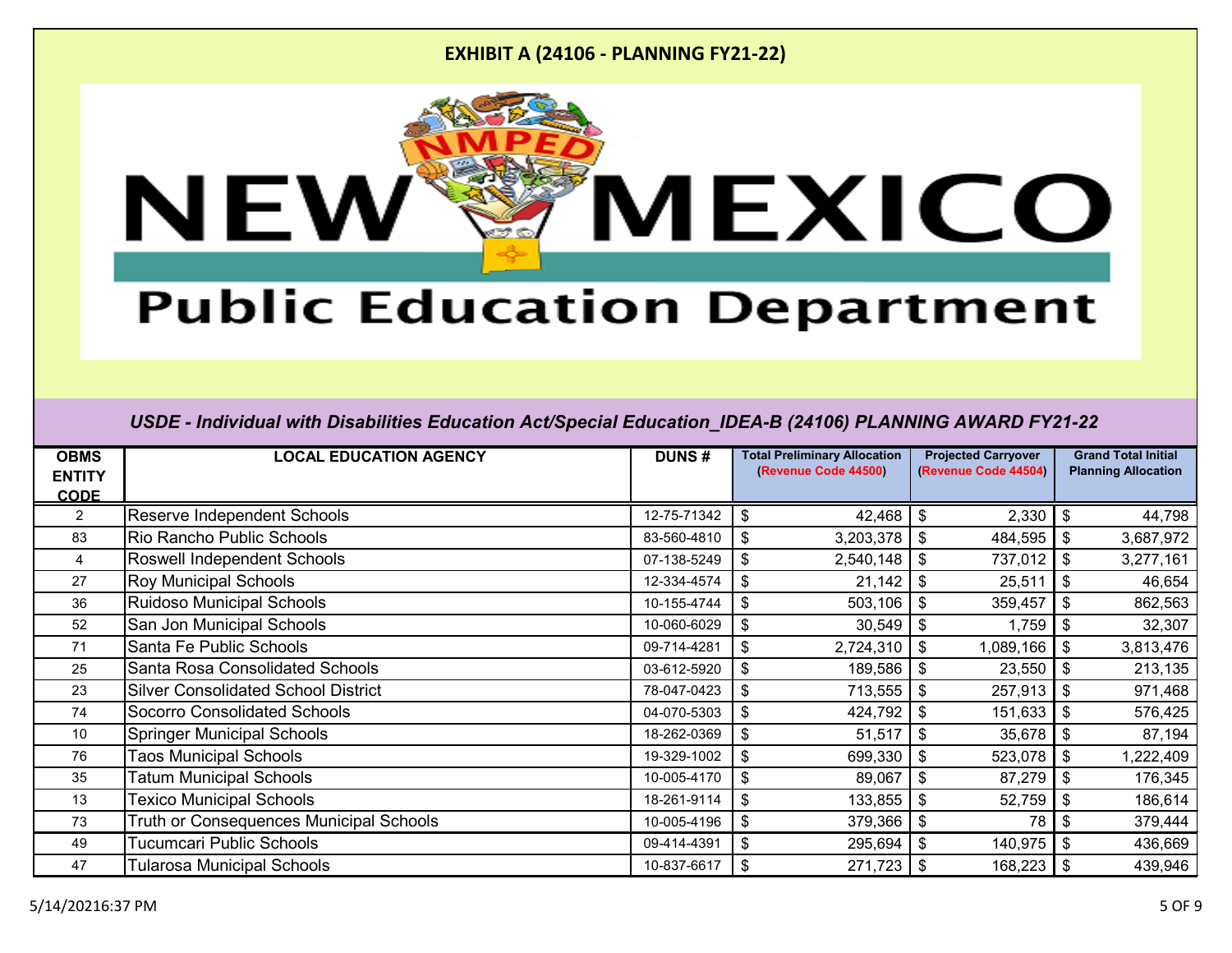## EXHIBIT A (24106 - PLANNING FY21-22)

# NMPED NEW MEXICO Public Education Department

*USDE - Individual with Disabilities Education Act/Special Education_IDEA-B (24106) PLANNING AWARD FY21-22*

| OBMS ENTITY CODE | LOCAL EDUCATION AGENCY | DUNS # | Total Preliminary Allocation (Revenue Code 44500) | Projected Carryover (Revenue Code 44504) | Grand Total Initial Planning Allocation |
|---|---|---|---|---|---|
| 2 | Reserve Independent Schools | 12-75-71342 | $ 42,468 | $ 2,330 | $ 44,798 |
| 83 | Rio Rancho Public Schools | 83-560-4810 | $ 3,203,378 | $ 484,595 | $ 3,687,972 |
| 4 | Roswell Independent Schools | 07-138-5249 | $ 2,540,148 | $ 737,012 | $ 3,277,161 |
| 27 | Roy Municipal Schools | 12-334-4574 | $ 21,142 | $ 25,511 | $ 46,654 |
| 36 | Ruidoso Municipal Schools | 10-155-4744 | $ 503,106 | $ 359,457 | $ 862,563 |
| 52 | San Jon Municipal Schools | 10-060-6029 | $ 30,549 | $ 1,759 | $ 32,307 |
| 71 | Santa Fe Public Schools | 09-714-4281 | $ 2,724,310 | $ 1,089,166 | $ 3,813,476 |
| 25 | Santa Rosa Consolidated Schools | 03-612-5920 | $ 189,586 | $ 23,550 | $ 213,135 |
| 23 | Silver Consolidated School District | 78-047-0423 | $ 713,555 | $ 257,913 | $ 971,468 |
| 74 | Socorro Consolidated Schools | 04-070-5303 | $ 424,792 | $ 151,633 | $ 576,425 |
| 10 | Springer Municipal Schools | 18-262-0369 | $ 51,517 | $ 35,678 | $ 87,194 |
| 76 | Taos Municipal Schools | 19-329-1002 | $ 699,330 | $ 523,078 | $ 1,222,409 |
| 35 | Tatum Municipal Schools | 10-005-4170 | $ 89,067 | $ 87,279 | $ 176,345 |
| 13 | Texico Municipal Schools | 18-261-9114 | $ 133,855 | $ 52,759 | $ 186,614 |
| 73 | Truth or Consequences Municipal Schools | 10-005-4196 | $ 379,366 | $ 78 | $ 379,444 |
| 49 | Tucumcari Public Schools | 09-414-4391 | $ 295,694 | $ 140,975 | $ 436,669 |
| 47 | Tularosa Municipal Schools | 10-837-6617 | $ 271,723 | $ 168,223 | $ 439,946 |

5/14/20216:37 PM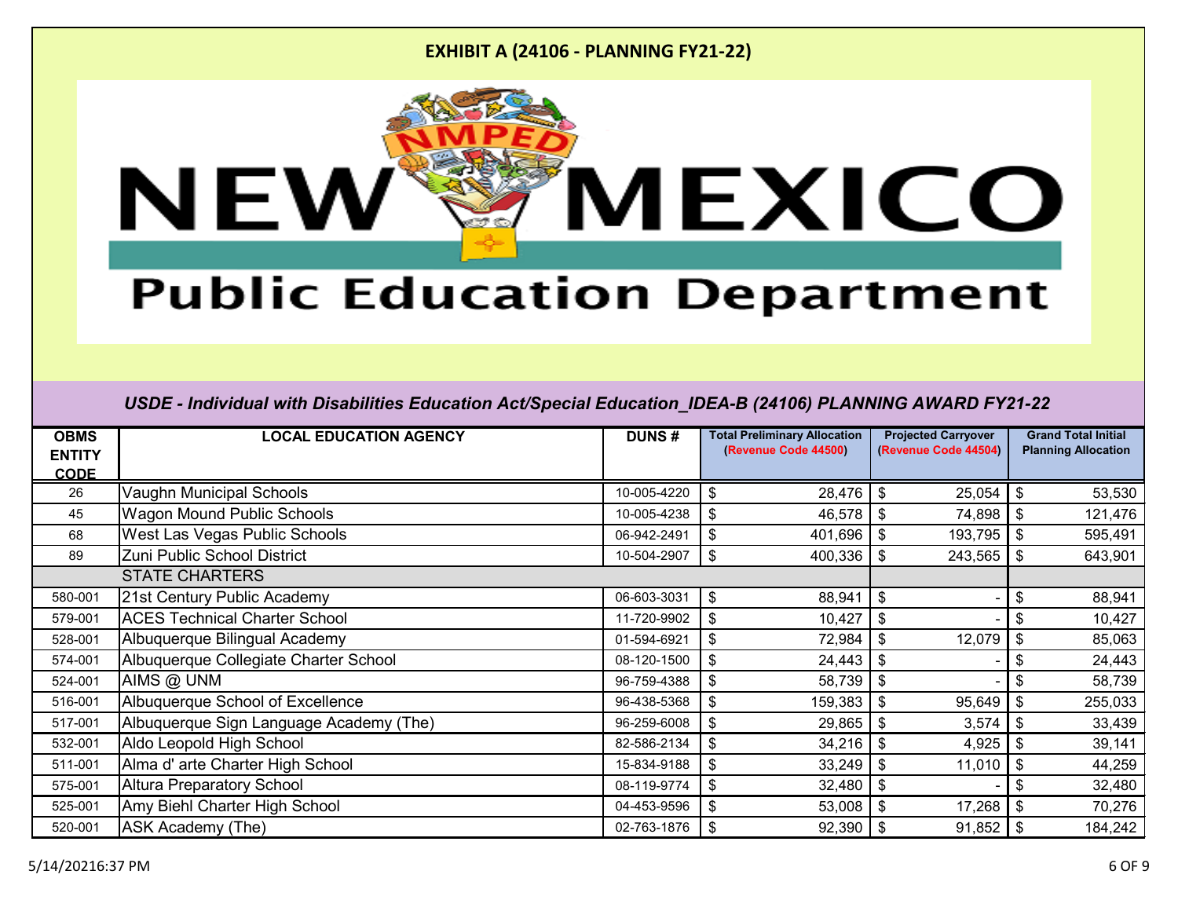**EXHIBIT A (24106 - PLANNING FY21-22)**

# NEW MEXICO Public Education Department

*USDE - Individual with Disabilities Education Act/Special Education_IDEA-B (24106) PLANNING AWARD FY21-22*

| OBMS ENTITY CODE | LOCAL EDUCATION AGENCY | DUNS # | Total Preliminary Allocation (Revenue Code 44500) | Projected Carryover (Revenue Code 44504) | Grand Total Initial Planning Allocation |
|---|---|---|---|---|---|
| 26 | Vaughn Municipal Schools | 10-005-4220 | $ 28,476 | $ 25,054 | $ 53,530 |
| 45 | Wagon Mound Public Schools | 10-005-4238 | $ 46,578 | $ 74,898 | $ 121,476 |
| 68 | West Las Vegas Public Schools | 06-942-2491 | $ 401,696 | $ 193,795 | $ 595,491 |
| 89 | Zuni Public School District | 10-504-2907 | $ 400,336 | $ 243,565 | $ 643,901 |
| | STATE CHARTERS | | | | |
| 580-001 | 21st Century Public Academy | 06-603-3031 | $ 88,941 | $ - | $ 88,941 |
| 579-001 | ACES Technical Charter School | 11-720-9902 | $ 10,427 | $ - | $ 10,427 |
| 528-001 | Albuquerque Bilingual Academy | 01-594-6921 | $ 72,984 | $ 12,079 | $ 85,063 |
| 574-001 | Albuquerque Collegiate Charter School | 08-120-1500 | $ 24,443 | $ - | $ 24,443 |
| 524-001 | AIMS @ UNM | 96-759-4388 | $ 58,739 | $ - | $ 58,739 |
| 516-001 | Albuquerque School of Excellence | 96-438-5368 | $ 159,383 | $ 95,649 | $ 255,033 |
| 517-001 | Albuquerque Sign Language Academy (The) | 96-259-6008 | $ 29,865 | $ 3,574 | $ 33,439 |
| 532-001 | Aldo Leopold High School | 82-586-2134 | $ 34,216 | $ 4,925 | $ 39,141 |
| 511-001 | Alma d' arte Charter High School | 15-834-9188 | $ 33,249 | $ 11,010 | $ 44,259 |
| 575-001 | Altura Preparatory School | 08-119-9774 | $ 32,480 | $ - | $ 32,480 |
| 525-001 | Amy Biehl Charter High School | 04-453-9596 | $ 53,008 | $ 17,268 | $ 70,276 |
| 520-001 | ASK Academy (The) | 02-763-1876 | $ 92,390 | $ 91,852 | $ 184,242 |

5/14/20216:37 PM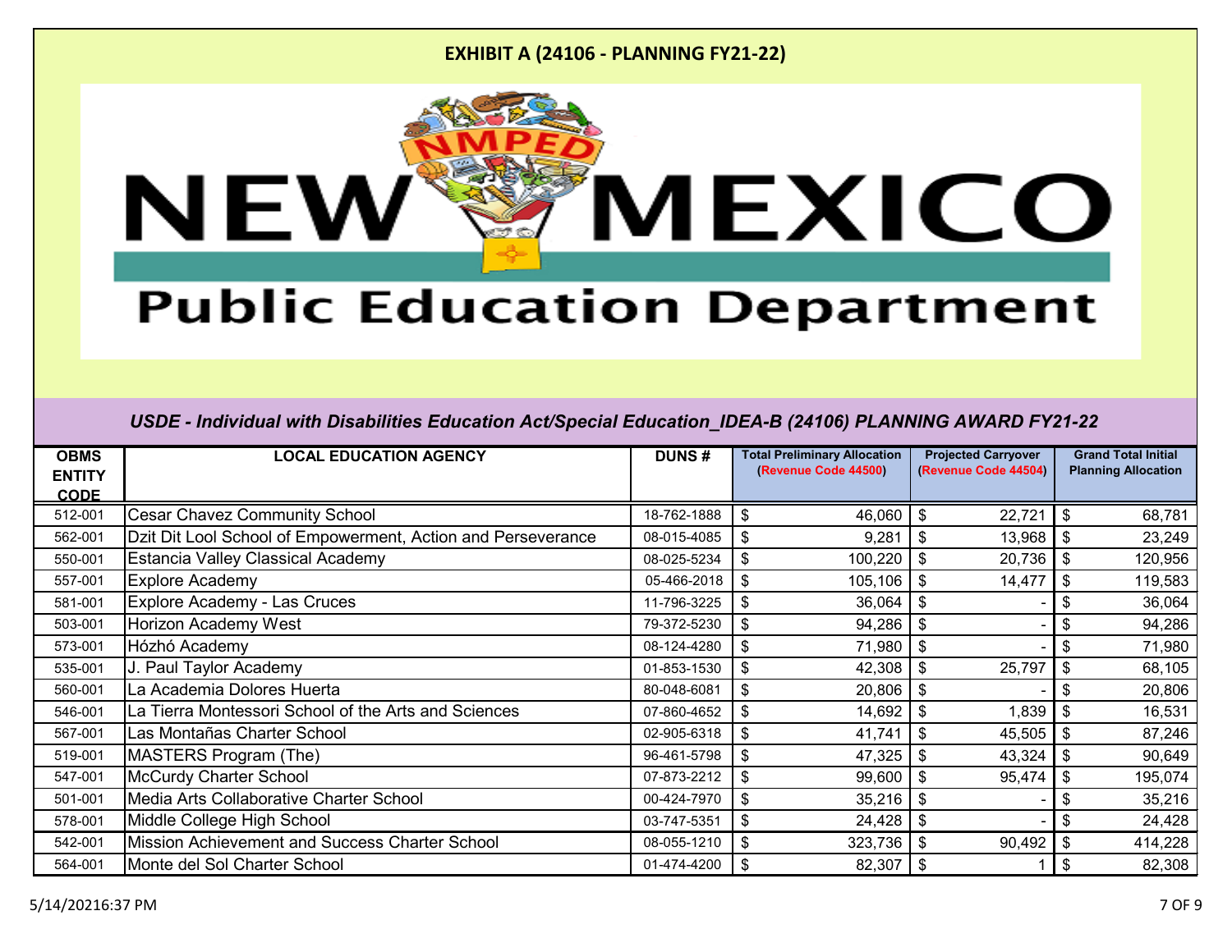# EXHIBIT A (24106 - PLANNING FY21-22)

NEW MEXICO Public Education Department

*USDE - Individual with Disabilities Education Act/Special Education_IDEA-B (24106) PLANNING AWARD FY21-22*

| OBMS ENTITY CODE | LOCAL EDUCATION AGENCY | DUNS # | Total Preliminary Allocation (Revenue Code 44500) | Projected Carryover (Revenue Code 44504) | Grand Total Initial Planning Allocation |
|---|---|---|---|---|---|
| 512-001 | Cesar Chavez Community School | 18-762-1888 | $ 46,060 | $ 22,721 | $ 68,781 |
| 562-001 | Dzit Dit Lool School of Empowerment, Action and Perseverance | 08-015-4085 | $ 9,281 | $ 13,968 | $ 23,249 |
| 550-001 | Estancia Valley Classical Academy | 08-025-5234 | $ 100,220 | $ 20,736 | $ 120,956 |
| 557-001 | Explore Academy | 05-466-2018 | $ 105,106 | $ 14,477 | $ 119,583 |
| 581-001 | Explore Academy - Las Cruces | 11-796-3225 | $ 36,064 | $ - | $ 36,064 |
| 503-001 | Horizon Academy West | 79-372-5230 | $ 94,286 | $ - | $ 94,286 |
| 573-001 | Hózhó Academy | 08-124-4280 | $ 71,980 | $ - | $ 71,980 |
| 535-001 | J. Paul Taylor Academy | 01-853-1530 | $ 42,308 | $ 25,797 | $ 68,105 |
| 560-001 | La Academia Dolores Huerta | 80-048-6081 | $ 20,806 | $ - | $ 20,806 |
| 546-001 | La Tierra Montessori School of the Arts and Sciences | 07-860-4652 | $ 14,692 | $ 1,839 | $ 16,531 |
| 567-001 | Las Montañas Charter School | 02-905-6318 | $ 41,741 | $ 45,505 | $ 87,246 |
| 519-001 | MASTERS Program (The) | 96-461-5798 | $ 47,325 | $ 43,324 | $ 90,649 |
| 547-001 | McCurdy Charter School | 07-873-2212 | $ 99,600 | $ 95,474 | $ 195,074 |
| 501-001 | Media Arts Collaborative Charter School | 00-424-7970 | $ 35,216 | $ - | $ 35,216 |
| 578-001 | Middle College High School | 03-747-5351 | $ 24,428 | $ - | $ 24,428 |
| 542-001 | Mission Achievement and Success Charter School | 08-055-1210 | $ 323,736 | $ 90,492 | $ 414,228 |
| 564-001 | Monte del Sol Charter School | 01-474-4200 | $ 82,307 | $ 1 | $ 82,308 |

5/14/20216:37 PM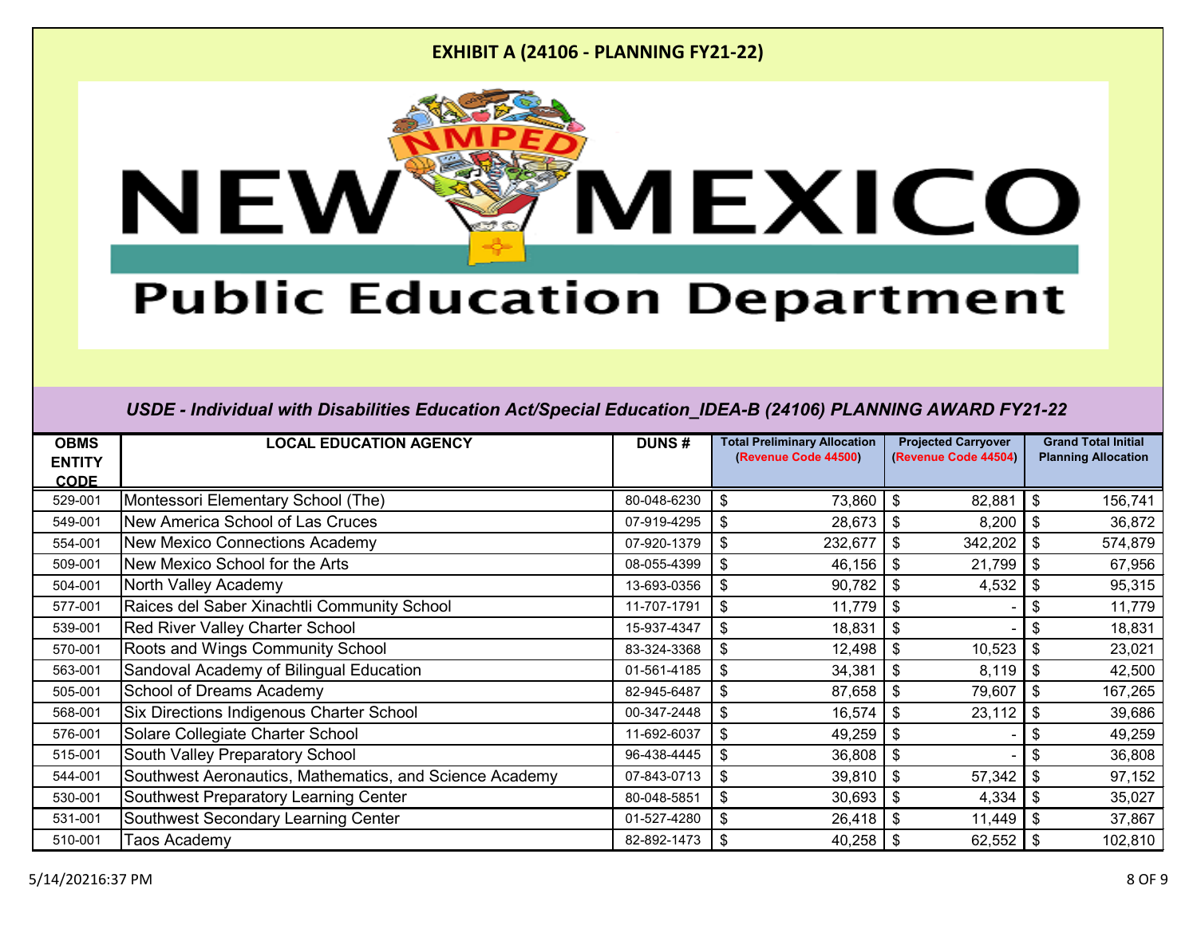# EXHIBIT A (24106 - PLANNING FY21-22)

New Mexico Public Education Department

*USDE - Individual with Disabilities Education Act/Special Education_IDEA-B (24106) PLANNING AWARD FY21-22*

| OBMS ENTITY CODE | LOCAL EDUCATION AGENCY | DUNS # | Total Preliminary Allocation (Revenue Code 44500) | Projected Carryover (Revenue Code 44504) | Grand Total Initial Planning Allocation |
|---|---|---|---|---|---|
| 529-001 | Montessori Elementary School (The) | 80-048-6230 | $ 73,860 | $ 82,881 | $ 156,741 |
| 549-001 | New America School of Las Cruces | 07-919-4295 | $ 28,673 | $ 8,200 | $ 36,872 |
| 554-001 | New Mexico Connections Academy | 07-920-1379 | $ 232,677 | $ 342,202 | $ 574,879 |
| 509-001 | New Mexico School for the Arts | 08-055-4399 | $ 46,156 | $ 21,799 | $ 67,956 |
| 504-001 | North Valley Academy | 13-693-0356 | $ 90,782 | $ 4,532 | $ 95,315 |
| 577-001 | Raices del Saber Xinachtli Community School | 11-707-1791 | $ 11,779 | $ - | $ 11,779 |
| 539-001 | Red River Valley Charter School | 15-937-4347 | $ 18,831 | $ - | $ 18,831 |
| 570-001 | Roots and Wings Community School | 83-324-3368 | $ 12,498 | $ 10,523 | $ 23,021 |
| 563-001 | Sandoval Academy of Bilingual Education | 01-561-4185 | $ 34,381 | $ 8,119 | $ 42,500 |
| 505-001 | School of Dreams Academy | 82-945-6487 | $ 87,658 | $ 79,607 | $ 167,265 |
| 568-001 | Six Directions Indigenous Charter School | 00-347-2448 | $ 16,574 | $ 23,112 | $ 39,686 |
| 576-001 | Solare Collegiate Charter School | 11-692-6037 | $ 49,259 | $ - | $ 49,259 |
| 515-001 | South Valley Preparatory School | 96-438-4445 | $ 36,808 | $ - | $ 36,808 |
| 544-001 | Southwest Aeronautics, Mathematics, and Science Academy | 07-843-0713 | $ 39,810 | $ 57,342 | $ 97,152 |
| 530-001 | Southwest Preparatory Learning Center | 80-048-5851 | $ 30,693 | $ 4,334 | $ 35,027 |
| 531-001 | Southwest Secondary Learning Center | 01-527-4280 | $ 26,418 | $ 11,449 | $ 37,867 |
| 510-001 | Taos Academy | 82-892-1473 | $ 40,258 | $ 62,552 | $ 102,810 |

5/14/20216:37 PM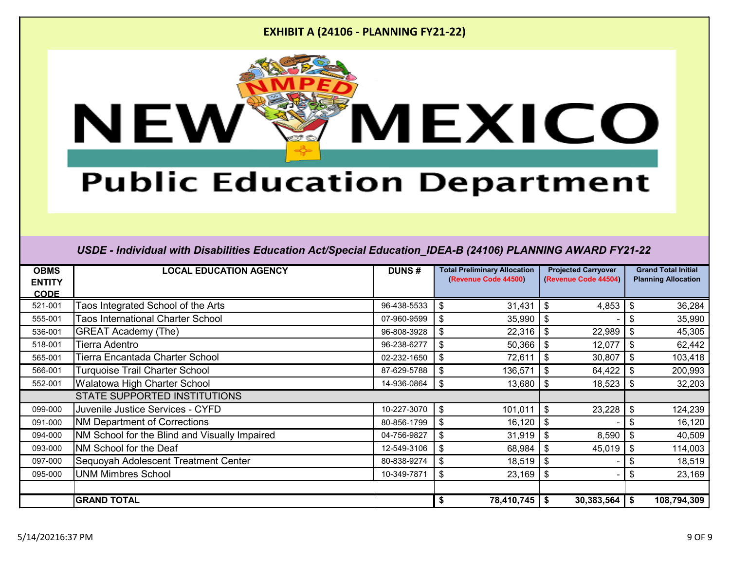# EXHIBIT A (24106 - PLANNING FY21-22)

NEW MEXICO Public Education Department

*USDE - Individual with Disabilities Education Act/Special Education_IDEA-B (24106) PLANNING AWARD FY21-22*

| OBMS ENTITY CODE | LOCAL EDUCATION AGENCY | DUNS # | Total Preliminary Allocation (Revenue Code 44500) | Projected Carryover (Revenue Code 44504) | Grand Total Initial Planning Allocation |
|---|---|---|---|---|---|
| 521-001 | Taos Integrated School of the Arts | 96-438-5533 | $ 31,431 | $ 4,853 | $ 36,284 |
| 555-001 | Taos International Charter School | 07-960-9599 | $ 35,990 | $ - | $ 35,990 |
| 536-001 | GREAT Academy (The) | 96-808-3928 | $ 22,316 | $ 22,989 | $ 45,305 |
| 518-001 | Tierra Adentro | 96-238-6277 | $ 50,366 | $ 12,077 | $ 62,442 |
| 565-001 | Tierra Encantada Charter School | 02-232-1650 | $ 72,611 | $ 30,807 | $ 103,418 |
| 566-001 | Turquoise Trail Charter School | 87-629-5788 | $ 136,571 | $ 64,422 | $ 200,993 |
| 552-001 | Walatowa High Charter School | 14-936-0864 | $ 13,680 | $ 18,523 | $ 32,203 |
| | STATE SUPPORTED INSTITUTIONS | | | | |
| 099-000 | Juvenile Justice Services - CYFD | 10-227-3070 | $ 101,011 | $ 23,228 | $ 124,239 |
| 091-000 | NM Department of Corrections | 80-856-1799 | $ 16,120 | $ - | $ 16,120 |
| 094-000 | NM School for the Blind and Visually Impaired | 04-756-9827 | $ 31,919 | $ 8,590 | $ 40,509 |
| 093-000 | NM School for the Deaf | 12-549-3106 | $ 68,984 | $ 45,019 | $ 114,003 |
| 097-000 | Sequoyah Adolescent Treatment Center | 80-838-9274 | $ 18,519 | $ - | $ 18,519 |
| 095-000 | UNM Mimbres School | 10-349-7871 | $ 23,169 | $ - | $ 23,169 |
| | | | | | |
| | **GRAND TOTAL** | | **$ 78,410,745** | **$ 30,383,564** | **$ 108,794,309** |

5/14/20216:37 PM